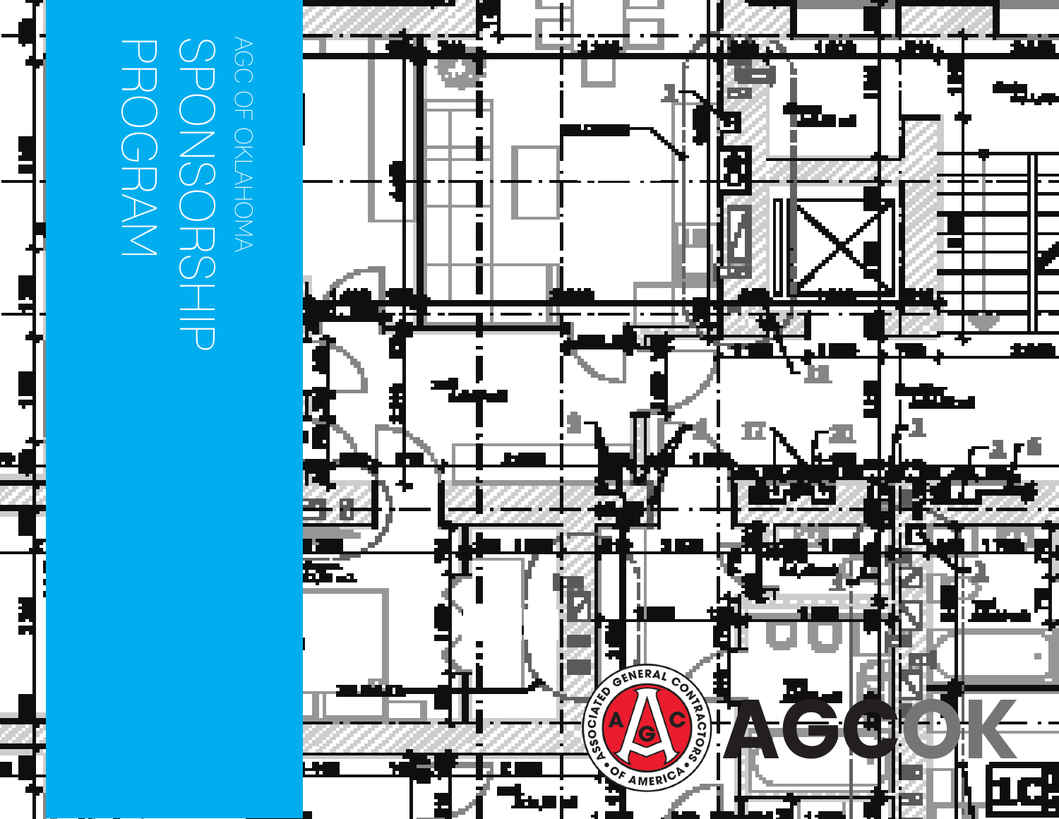AGC OF OKLAHOMA

# SPONSORSHIP PROGRAM

ASSOCIATED GENERAL CONTRACTORS OF AMERICA

AGCOK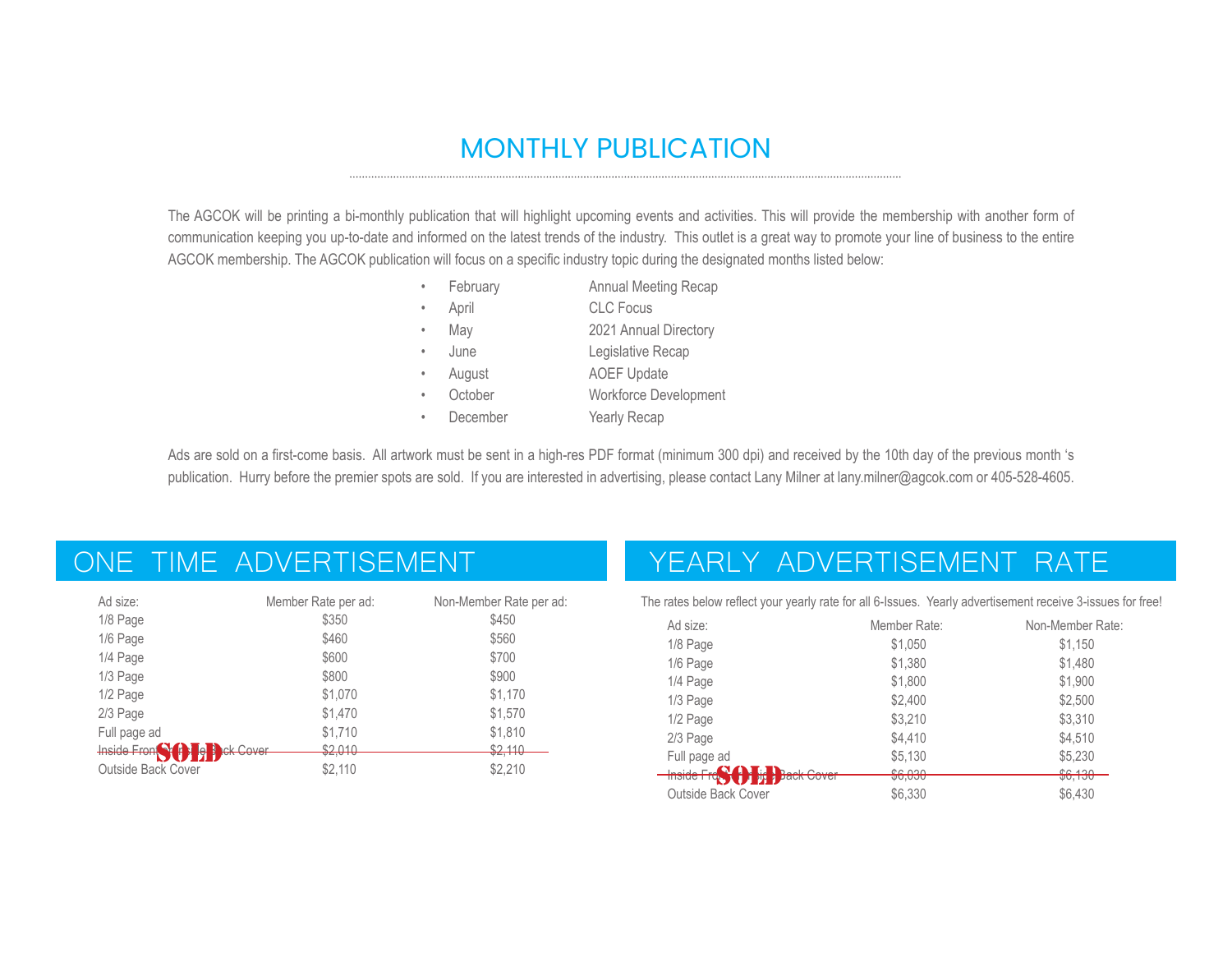# MONTHLY PUBLICATION

The AGCOK will be printing a bi-monthly publication that will highlight upcoming events and activities. This will provide the membership with another form of communication keeping you up-to-date and informed on the latest trends of the industry. This outlet is a great way to promote your line of business to the entire AGCOK membership. The AGCOK publication will focus on a specific industry topic during the designated months listed below:

- February — Annual Meeting Recap
- April — CLC Focus
- May — 2021 Annual Directory
- June — Legislative Recap
- August — AOEF Update
- October — Workforce Development
- December — Yearly Recap

Ads are sold on a first-come basis. All artwork must be sent in a high-res PDF format (minimum 300 dpi) and received by the 10th day of the previous month 's publication. Hurry before the premier spots are sold. If you are interested in advertising, please contact Lany Milner at lany.milner@agcok.com or 405-528-4605.

## ONE TIME ADVERTISEMENT

| Ad size: | Member Rate per ad: | Non-Member Rate per ad: |
|---|---|---|
| 1/8 Page | $350 | $450 |
| 1/6 Page | $460 | $560 |
| 1/4 Page | $600 | $700 |
| 1/3 Page | $800 | $900 |
| 1/2 Page | $1,070 | $1,170 |
| 2/3 Page | $1,470 | $1,570 |
| Full page ad | $1,710 | $1,810 |
| ~~Inside Front/Inside Back Cover~~ SOLD | ~~$2,010~~ | ~~$2,110~~ |
| Outside Back Cover | $2,110 | $2,210 |

## YEARLY ADVERTISEMENT RATE

The rates below reflect your yearly rate for all 6-Issues. Yearly advertisement receive 3-issues for free!

| Ad size: | Member Rate: | Non-Member Rate: |
|---|---|---|
| 1/8 Page | $1,050 | $1,150 |
| 1/6 Page | $1,380 | $1,480 |
| 1/4 Page | $1,800 | $1,900 |
| 1/3 Page | $2,400 | $2,500 |
| 1/2 Page | $3,210 | $3,310 |
| 2/3 Page | $4,410 | $4,510 |
| Full page ad | $5,130 | $5,230 |
| ~~Inside Front/Inside Back Cover~~ SOLD | ~~$6,030~~ | ~~$6,130~~ |
| Outside Back Cover | $6,330 | $6,430 |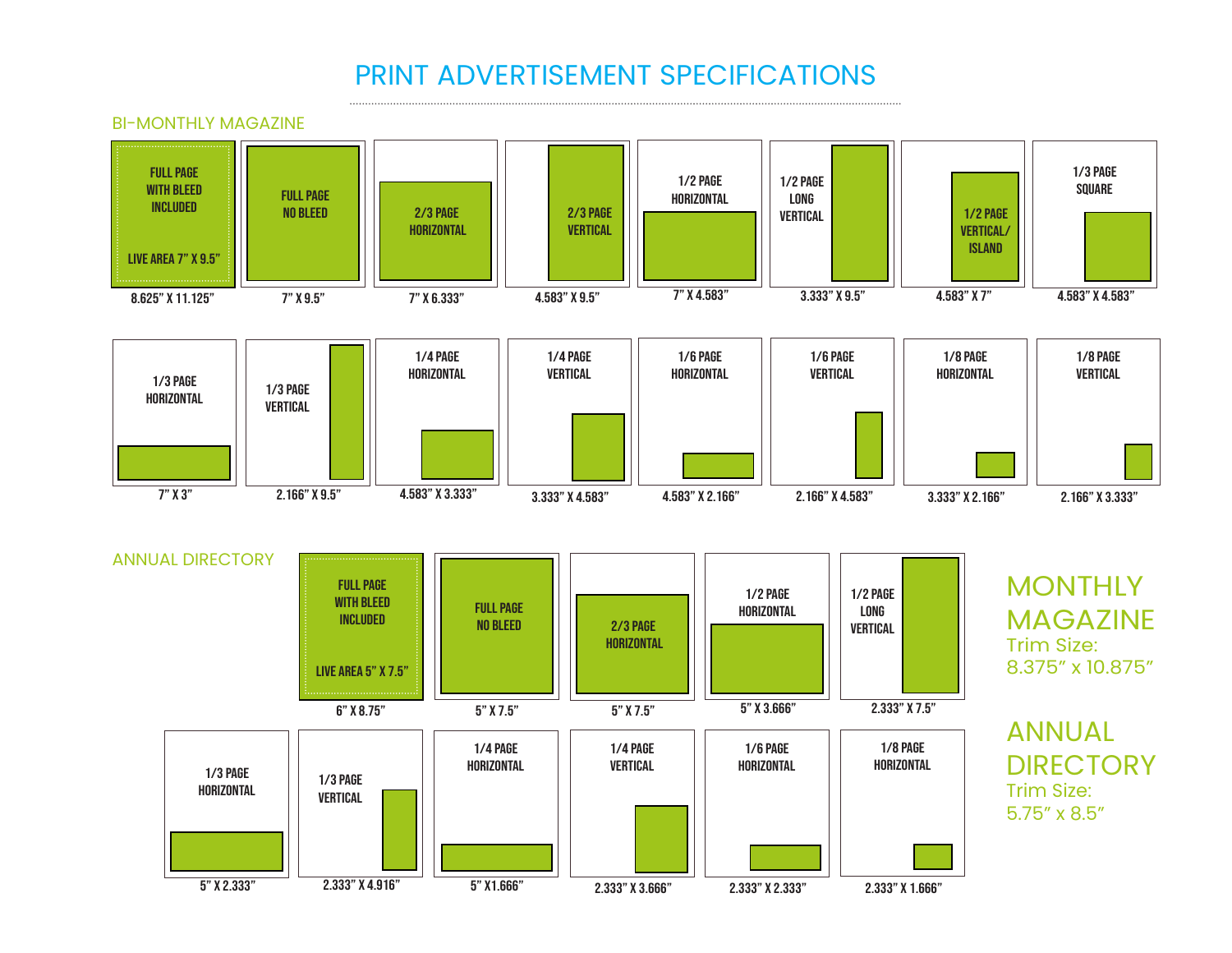# PRINT ADVERTISEMENT SPECIFICATIONS

## BI-MONTHLY MAGAZINE

FULL PAGE WITH BLEED INCLUDED
LIVE AREA 7" X 9.5"
8.625" X 11.125"

FULL PAGE NO BLEED
7" X 9.5"

2/3 PAGE HORIZONTAL
7" X 6.333"

2/3 PAGE VERTICAL
4.583" X 9.5"

1/2 PAGE HORIZONTAL
7" X 4.583"

1/2 PAGE LONG VERTICAL
3.333" X 9.5"

1/2 PAGE VERTICAL/ ISLAND
4.583" X 7"

1/3 PAGE SQUARE
4.583" X 4.583"

1/3 PAGE HORIZONTAL
7" X 3"

1/3 PAGE VERTICAL
2.166" X 9.5"

1/4 PAGE HORIZONTAL
4.583" X 3.333"

1/4 PAGE VERTICAL
3.333" X 4.583"

1/6 PAGE HORIZONTAL
4.583" X 2.166"

1/6 PAGE VERTICAL
2.166" X 4.583"

1/8 PAGE HORIZONTAL
3.333" X 2.166"

1/8 PAGE VERTICAL
2.166" X 3.333"

## ANNUAL DIRECTORY

FULL PAGE WITH BLEED INCLUDED
LIVE AREA 5" X 7.5"
6" X 8.75"

FULL PAGE NO BLEED
5" X 7.5"

2/3 PAGE HORIZONTAL
5" X 7.5"

1/2 PAGE HORIZONTAL
5" X 3.666"

1/2 PAGE LONG VERTICAL
2.333" X 7.5"

1/3 PAGE HORIZONTAL
5" X 2.333"

1/3 PAGE VERTICAL
2.333" X 4.916"

1/4 PAGE HORIZONTAL
5" X1.666"

1/4 PAGE VERTICAL
2.333" X 3.666"

1/6 PAGE HORIZONTAL
2.333" X 2.333"

1/8 PAGE HORIZONTAL
2.333" X 1.666"

## MONTHLY MAGAZINE

Trim Size:
8.375" x 10.875"

## ANNUAL DIRECTORY

Trim Size:
5.75" x 8.5"